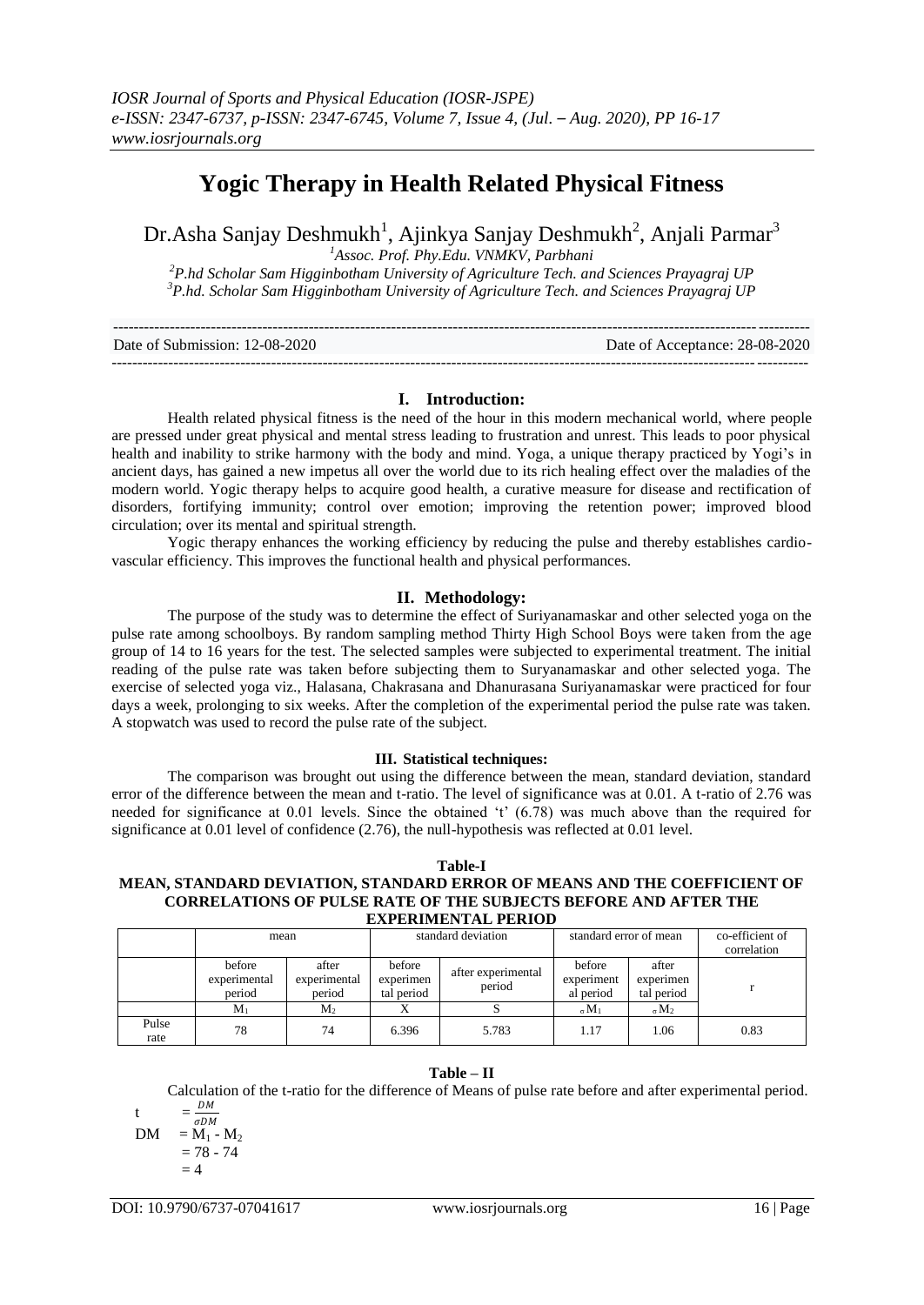# Yogic Therapy in Health Related Physical Fitness

Dr.Asha Sanjay Deshmukh[1], Ajinkya Sanjay Deshmukh[2], Anjali Parmar[3]

[1]Assoc. Prof. Phy.Edu. VNMKV, Parbhani

[2]P.hd Scholar Sam Higginbotham University of Agriculture Tech. and Sciences Prayagraj UP

[3]P.hd. Scholar Sam Higginbotham University of Agriculture Tech. and Sciences Prayagraj UP

---

Date of Submission: 12-08-2020 Date of Acceptance: 28-08-2020

---

## I. Introduction:

Health related physical fitness is the need of the hour in this modern mechanical world, where people are pressed under great physical and mental stress leading to frustration and unrest. This leads to poor physical health and inability to strike harmony with the body and mind. Yoga, a unique therapy practiced by Yogi's in ancient days, has gained a new impetus all over the world due to its rich healing effect over the maladies of the modern world. Yogic therapy helps to acquire good health, a curative measure for disease and rectification of disorders, fortifying immunity; control over emotion; improving the retention power; improved blood circulation; over its mental and spiritual strength.

Yogic therapy enhances the working efficiency by reducing the pulse and thereby establishes cardio-vascular efficiency. This improves the functional health and physical performances.

## II. Methodology:

The purpose of the study was to determine the effect of Suriyanamaskar and other selected yoga on the pulse rate among schoolboys. By random sampling method Thirty High School Boys were taken from the age group of 14 to 16 years for the test. The selected samples were subjected to experimental treatment. The initial reading of the pulse rate was taken before subjecting them to Suryanamaskar and other selected yoga. The exercise of selected yoga viz., Halasana, Chakrasana and Dhanurasana Suriyanamaskar were practiced for four days a week, prolonging to six weeks. After the completion of the experimental period the pulse rate was taken. A stopwatch was used to record the pulse rate of the subject.

### III. Statistical techniques:

The comparison was brought out using the difference between the mean, standard deviation, standard error of the difference between the mean and t-ratio. The level of significance was at 0.01. A t-ratio of 2.76 was needed for significance at 0.01 levels. Since the obtained 't' (6.78) was much above than the required for significance at 0.01 level of confidence (2.76), the null-hypothesis was reflected at 0.01 level.

**Table-I**

**MEAN, STANDARD DEVIATION, STANDARD ERROR OF MEANS AND THE COEFFICIENT OF CORRELATIONS OF PULSE RATE OF THE SUBJECTS BEFORE AND AFTER THE EXPERIMENTAL PERIOD**

| | mean | | standard deviation | | standard error of mean | | co-efficient of correlation |
|---|---|---|---|---|---|---|---|
| | before experimental period | after experimental period | before experimental period | after experimental period | before experimental period | after experimental period | r |
| | $M_1$ | $M_2$ | X | S | $\sigma M_1$ | $\sigma M_2$ | |
| Pulse rate | 78 | 74 | 6.396 | 5.783 | 1.17 | 1.06 | 0.83 |

**Table – II**

Calculation of the t-ratio for the difference of Means of pulse rate before and after experimental period.

$$t = \frac{DM}{\sigma DM}$$

$$DM = M_1 - M_2$$

$$= 78 - 74$$

$$= 4$$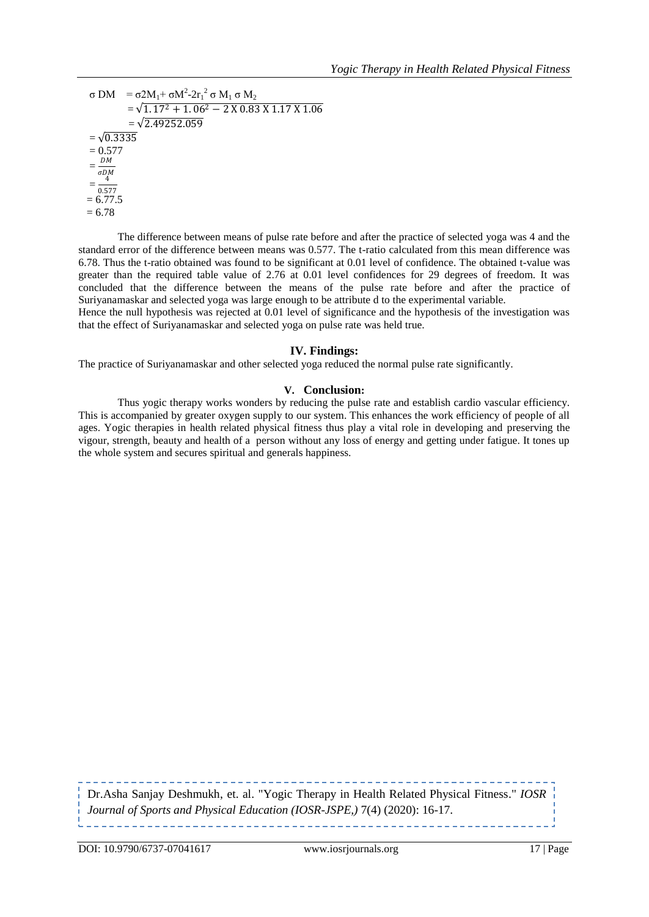$\sigma$ DM $= \sigma 2M_1 + \sigma M^2 - 2r_1^2 \, \sigma M_1 \, \sigma M_2$

$= \sqrt{1.17^2 + 1.06^2 - 2 \text{ X } 0.83 \text{ X } 1.17 \text{ X } 1.06}$

$= \sqrt{2.49252.059}$

$= \sqrt{0.3335}$

$= 0.577$

$= \frac{DM}{\sigma DM}$

$= \frac{4}{0.577}$

$= 6.77.5$

$= 6.78$

The difference between means of pulse rate before and after the practice of selected yoga was 4 and the standard error of the difference between means was 0.577. The t-ratio calculated from this mean difference was 6.78. Thus the t-ratio obtained was found to be significant at 0.01 level of confidence. The obtained t-value was greater than the required table value of 2.76 at 0.01 level confidences for 29 degrees of freedom. It was concluded that the difference between the means of the pulse rate before and after the practice of Suriyanamaskar and selected yoga was large enough to be attribute d to the experimental variable.

Hence the null hypothesis was rejected at 0.01 level of significance and the hypothesis of the investigation was that the effect of Suriyanamaskar and selected yoga on pulse rate was held true.

## IV. Findings:

The practice of Suriyanamaskar and other selected yoga reduced the normal pulse rate significantly.

## V. Conclusion:

Thus yogic therapy works wonders by reducing the pulse rate and establish cardio vascular efficiency. This is accompanied by greater oxygen supply to our system. This enhances the work efficiency of people of all ages. Yogic therapies in health related physical fitness thus play a vital role in developing and preserving the vigour, strength, beauty and health of a person without any loss of energy and getting under fatigue. It tones up the whole system and secures spiritual and generals happiness.

Dr.Asha Sanjay Deshmukh, et. al. "Yogic Therapy in Health Related Physical Fitness." *IOSR Journal of Sports and Physical Education (IOSR-JSPE,)* 7(4) (2020): 16-17.